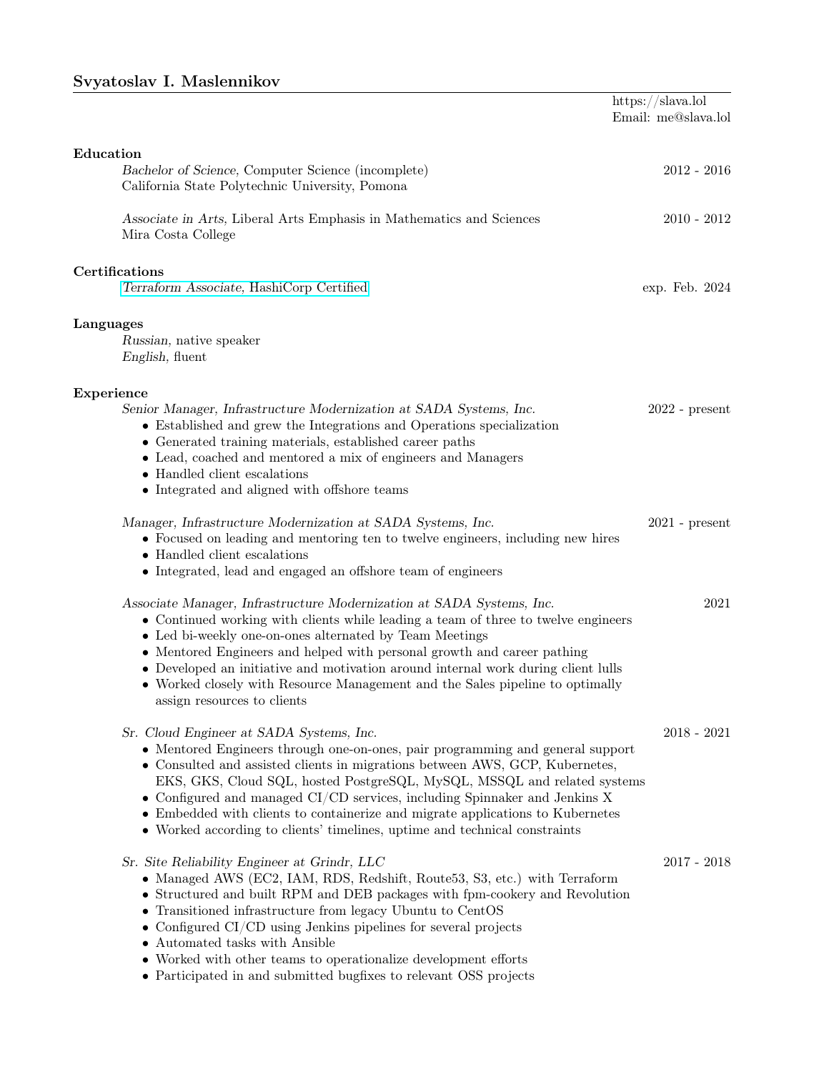# Svyatoslav I. Maslennikov

https://slava.lol
Email: me@slava.lol

## Education

*Bachelor of Science,* Computer Science (incomplete) — 2012 - 2016
California State Polytechnic University, Pomona

*Associate in Arts,* Liberal Arts Emphasis in Mathematics and Sciences — 2010 - 2012
Mira Costa College

## Certifications

*Terraform Associate,* HashiCorp Certified — exp. Feb. 2024

## Languages

*Russian,* native speaker
*English,* fluent

## Experience

*Senior Manager, Infrastructure Modernization at SADA Systems, Inc.* — 2022 - present

- Established and grew the Integrations and Operations specialization
- Generated training materials, established career paths
- Lead, coached and mentored a mix of engineers and Managers
- Handled client escalations
- Integrated and aligned with offshore teams

*Manager, Infrastructure Modernization at SADA Systems, Inc.* — 2021 - present

- Focused on leading and mentoring ten to twelve engineers, including new hires
- Handled client escalations
- Integrated, lead and engaged an offshore team of engineers

*Associate Manager, Infrastructure Modernization at SADA Systems, Inc.* — 2021

- Continued working with clients while leading a team of three to twelve engineers
- Led bi-weekly one-on-ones alternated by Team Meetings
- Mentored Engineers and helped with personal growth and career pathing
- Developed an initiative and motivation around internal work during client lulls
- Worked closely with Resource Management and the Sales pipeline to optimally assign resources to clients

*Sr. Cloud Engineer at SADA Systems, Inc.* — 2018 - 2021

- Mentored Engineers through one-on-ones, pair programming and general support
- Consulted and assisted clients in migrations between AWS, GCP, Kubernetes, EKS, GKS, Cloud SQL, hosted PostgreSQL, MySQL, MSSQL and related systems
- Configured and managed CI/CD services, including Spinnaker and Jenkins X
- Embedded with clients to containerize and migrate applications to Kubernetes
- Worked according to clients' timelines, uptime and technical constraints

*Sr. Site Reliability Engineer at Grindr, LLC* — 2017 - 2018

- Managed AWS (EC2, IAM, RDS, Redshift, Route53, S3, etc.) with Terraform
- Structured and built RPM and DEB packages with fpm-cookery and Revolution
- Transitioned infrastructure from legacy Ubuntu to CentOS
- Configured CI/CD using Jenkins pipelines for several projects
- Automated tasks with Ansible
- Worked with other teams to operationalize development efforts
- Participated in and submitted bugfixes to relevant OSS projects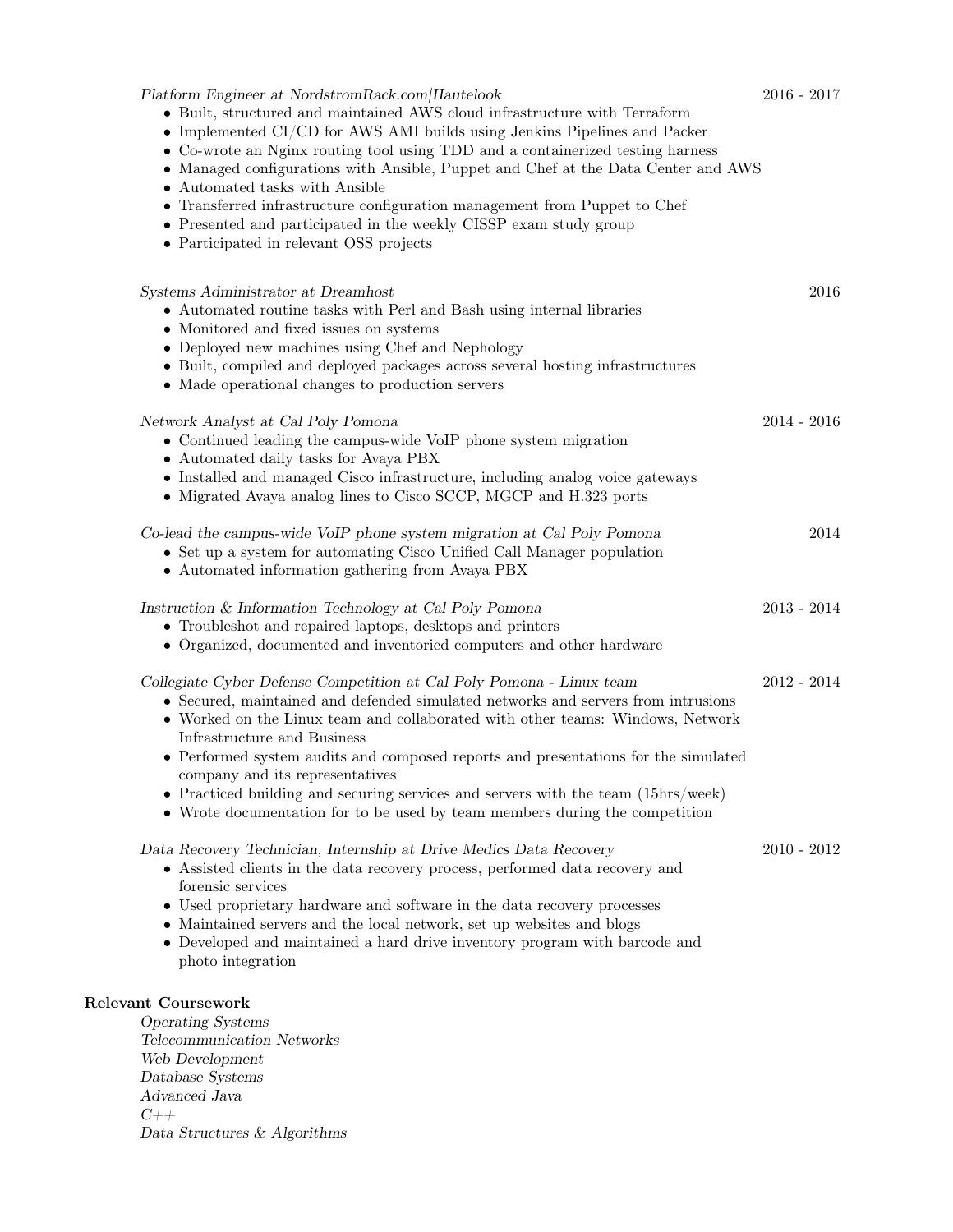*Platform Engineer at NordstromRack.com|Hautelook* 2016 - 2017

- Built, structured and maintained AWS cloud infrastructure with Terraform
- Implemented CI/CD for AWS AMI builds using Jenkins Pipelines and Packer
- Co-wrote an Nginx routing tool using TDD and a containerized testing harness
- Managed configurations with Ansible, Puppet and Chef at the Data Center and AWS
- Automated tasks with Ansible
- Transferred infrastructure configuration management from Puppet to Chef
- Presented and participated in the weekly CISSP exam study group
- Participated in relevant OSS projects

*Systems Administrator at Dreamhost* 2016

- Automated routine tasks with Perl and Bash using internal libraries
- Monitored and fixed issues on systems
- Deployed new machines using Chef and Nephology
- Built, compiled and deployed packages across several hosting infrastructures
- Made operational changes to production servers

*Network Analyst at Cal Poly Pomona* 2014 - 2016

- Continued leading the campus-wide VoIP phone system migration
- Automated daily tasks for Avaya PBX
- Installed and managed Cisco infrastructure, including analog voice gateways
- Migrated Avaya analog lines to Cisco SCCP, MGCP and H.323 ports

*Co-lead the campus-wide VoIP phone system migration at Cal Poly Pomona* 2014

- Set up a system for automating Cisco Unified Call Manager population
- Automated information gathering from Avaya PBX

*Instruction & Information Technology at Cal Poly Pomona* 2013 - 2014

- Troubleshot and repaired laptops, desktops and printers
- Organized, documented and inventoried computers and other hardware

*Collegiate Cyber Defense Competition at Cal Poly Pomona - Linux team* 2012 - 2014

- Secured, maintained and defended simulated networks and servers from intrusions
- Worked on the Linux team and collaborated with other teams: Windows, Network Infrastructure and Business
- Performed system audits and composed reports and presentations for the simulated company and its representatives
- Practiced building and securing services and servers with the team (15hrs/week)
- Wrote documentation for to be used by team members during the competition

*Data Recovery Technician, Internship at Drive Medics Data Recovery* 2010 - 2012

- Assisted clients in the data recovery process, performed data recovery and forensic services
- Used proprietary hardware and software in the data recovery processes
- Maintained servers and the local network, set up websites and blogs
- Developed and maintained a hard drive inventory program with barcode and photo integration

**Relevant Coursework**

*Operating Systems*
*Telecommunication Networks*
*Web Development*
*Database Systems*
*Advanced Java*
*C++*
*Data Structures & Algorithms*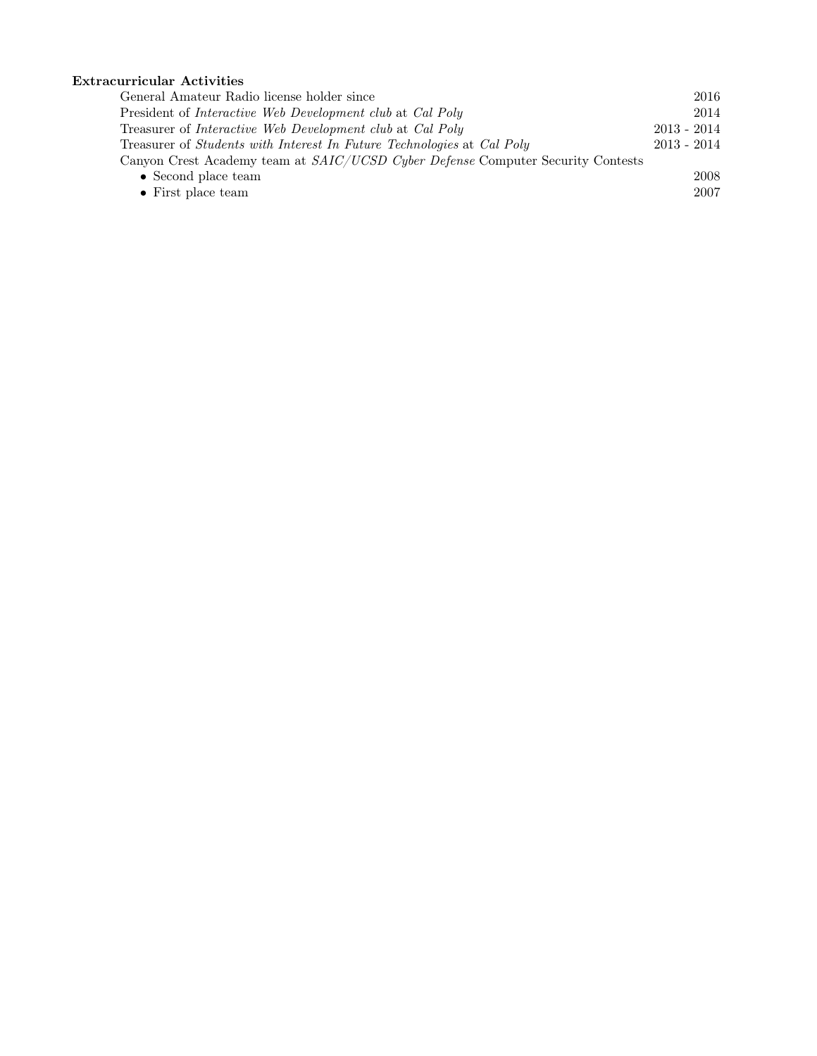**Extracurricular Activities**

- General Amateur Radio license holder since 2016
- President of *Interactive Web Development club* at *Cal Poly* 2014
- Treasurer of *Interactive Web Development club* at *Cal Poly* 2013 - 2014
- Treasurer of *Students with Interest In Future Technologies* at *Cal Poly* 2013 - 2014
- Canyon Crest Academy team at *SAIC/UCSD Cyber Defense* Computer Security Contests
  - Second place team 2008
  - First place team 2007